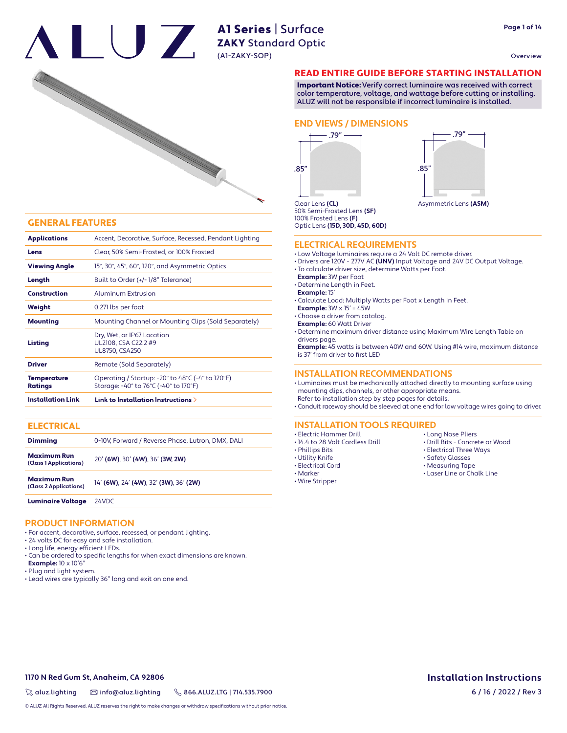# ALUZ

## A1 Series | Surface
## ZAKY Standard Optic
(A1-ZAKY-SOP)

Overview

## GENERAL FEATURES

| | |
|---|---|
| **Applications** | Accent, Decorative, Surface, Recessed, Pendant Lighting |
| **Lens** | Clear, 50% Semi-Frosted, or 100% Frosted |
| **Viewing Angle** | 15°, 30°, 45°, 60°, 120°, and Asymmetric Optics |
| **Length** | Built to Order (+/- 1/8" Tolerance) |
| **Construction** | Aluminum Extrusion |
| **Weight** | 0.271 lbs per foot |
| **Mounting** | Mounting Channel or Mounting Clips (Sold Separately) |
| **Listing** | Dry, Wet, or IP67 Location<br>UL2108, CSA C22.2 #9<br>UL8750, CSA250 |
| **Driver** | Remote (Sold Separately) |
| **Temperature Ratings** | Operating / Startup: -20° to 48°C (-4° to 120°F)<br>Storage: -40° to 76°C (-40° to 170°F) |
| **Installation Link** | **Link to Installation Instructions >** |

## ELECTRICAL

| | |
|---|---|
| **Dimming** | 0-10V, Forward / Reverse Phase, Lutron, DMX, DALI |
| **Maximum Run (Class 1 Applications)** | 20' **(6W)**, 30' **(4W)**, 36' **(3W, 2W)** |
| **Maximum Run (Class 2 Applications)** | 14' **(6W)**, 24' **(4W)**, 32' **(3W)**, 36' **(2W)** |
| **Luminaire Voltage** | 24VDC |

## PRODUCT INFORMATION

- For accent, decorative, surface, recessed, or pendant lighting.
- 24 volts DC for easy and safe installation.
- Long life, energy efficient LEDs.
- Can be ordered to specific lengths for when exact dimensions are known.
  **Example:** 10 x 10'6"
- Plug and light system.
- Lead wires are typically 36" long and exit on one end.

## READ ENTIRE GUIDE BEFORE STARTING INSTALLATION

**Important Notice:** Verify correct luminaire was received with correct color temperature, voltage, and wattage before cutting or installing. ALUZ will not be responsible if incorrect luminaire is installed.

## END VIEWS / DIMENSIONS

.79" × .85"

Clear Lens **(CL)**
50% Semi-Frosted Lens **(SF)**
100% Frosted Lens **(F)**
Optic Lens **(15D, 30D, 45D, 60D)**

.79" × .85"

Asymmetric Lens **(ASM)**

## ELECTRICAL REQUIREMENTS

- Low Voltage luminaires require a 24 Volt DC remote driver.
- Drivers are 120V - 277V AC **(UNV)** Input Voltage and 24V DC Output Voltage.
- To calculate driver size, determine Watts per Foot.
  **Example:** 3W per Foot
- Determine Length in Feet.
  **Example:** 15'
- Calculate Load: Multiply Watts per Foot x Length in Feet.
  **Example:** 3W x 15' = 45W
- Choose a driver from catalog.
  **Example:** 60 Watt Driver
- Determine maximum driver distance using Maximum Wire Length Table on drivers page.
  **Example:** 45 watts is between 40W and 60W. Using #14 wire, maximum distance is 37' from driver to first LED

## INSTALLATION RECOMMENDATIONS

- Luminaires must be mechanically attached directly to mounting surface using mounting clips, channels, or other appropriate means.
  Refer to installation step by step pages for details.
- Conduit raceway should be sleeved at one end for low voltage wires going to driver.

## INSTALLATION TOOLS REQUIRED

- Electric Hammer Drill
- 14.4 to 28 Volt Cordless Drill
- Phillips Bits
- Utility Knife
- Electrical Cord
- Marker
- Wire Stripper
- Long Nose Pliers
- Drill Bits - Concrete or Wood
- Electrical Three Ways
- Safety Glasses
- Measuring Tape
- Laser Line or Chalk Line

**1170 N Red Gum St, Anaheim, CA 92806**

aluz.lighting | info@aluz.lighting | 866.ALUZ.LTG | 714.535.7900

**Installation Instructions**

6 / 16 / 2022 / Rev 3

© ALUZ All Rights Reserved. ALUZ reserves the right to make changes or withdraw specifications without prior notice.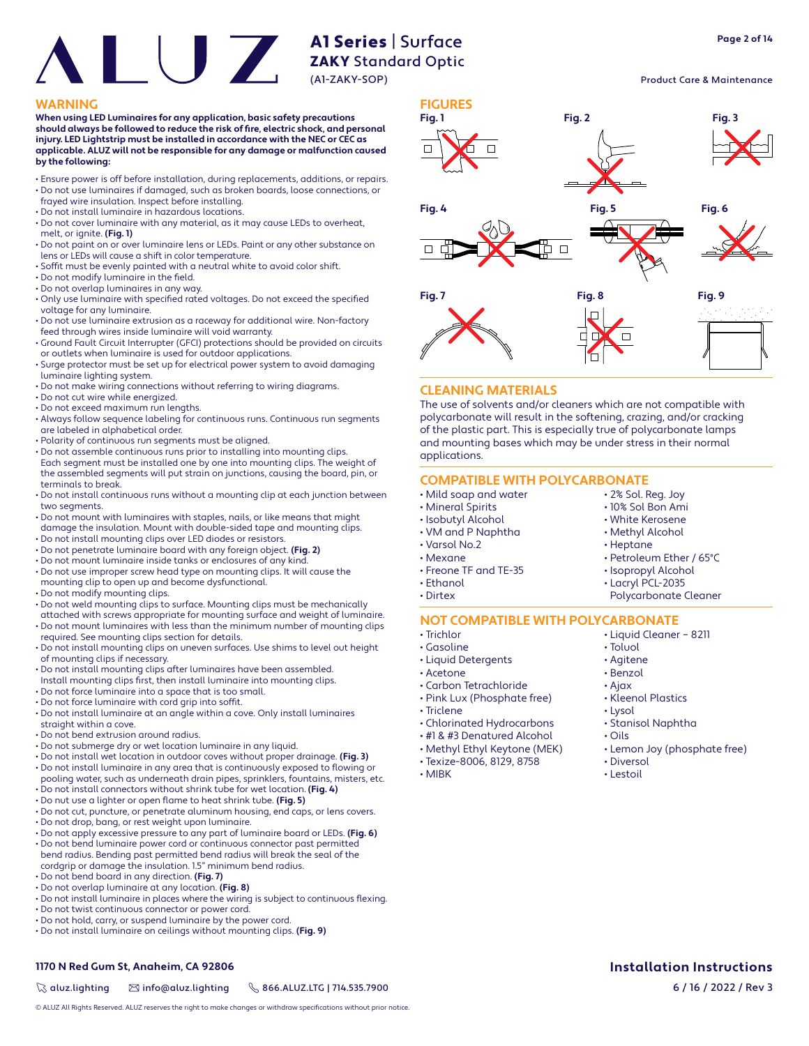# A1 Series | Surface
## ZAKY Standard Optic
(A1-ZAKY-SOP)

Product Care & Maintenance

## WARNING

**When using LED Luminaires for any application, basic safety precautions should always be followed to reduce the risk of fire, electric shock, and personal injury. LED Lightstrip must be installed in accordance with the NEC or CEC as applicable. ALUZ will not be responsible for any damage or malfunction caused by the following:**

- Ensure power is off before installation, during replacements, additions, or repairs.
- Do not use luminaires if damaged, such as broken boards, loose connections, or frayed wire insulation. Inspect before installing.
- Do not install luminaire in hazardous locations.
- Do not cover luminaire with any material, as it may cause LEDs to overheat, melt, or ignite. **(Fig. 1)**
- Do not paint on or over luminaire lens or LEDs. Paint or any other substance on lens or LEDs will cause a shift in color temperature.
- Soffit must be evenly painted with a neutral white to avoid color shift.
- Do not modify luminaire in the field.
- Do not overlap luminaires in any way.
- Only use luminaire with specified rated voltages. Do not exceed the specified voltage for any luminaire.
- Do not use luminaire extrusion as a raceway for additional wire. Non-factory feed through wires inside luminaire will void warranty.
- Ground Fault Circuit Interrupter (GFCI) protections should be provided on circuits or outlets when luminaire is used for outdoor applications.
- Surge protector must be set up for electrical power system to avoid damaging luminaire lighting system.
- Do not make wiring connections without referring to wiring diagrams.
- Do not cut wire while energized.
- Do not exceed maximum run lengths.
- Always follow sequence labeling for continuous runs. Continuous run segments are labeled in alphabetical order.
- Polarity of continuous run segments must be aligned.
- Do not assemble continuous runs prior to installing into mounting clips. Each segment must be installed one by one into mounting clips. The weight of the assembled segments will put strain on junctions, causing the board, pin, or terminals to break.
- Do not install continuous runs without a mounting clip at each junction between two segments.
- Do not mount with luminaires with staples, nails, or like means that might damage the insulation. Mount with double-sided tape and mounting clips.
- Do not install mounting clips over LED diodes or resistors.
- Do not penetrate luminaire board with any foreign object. **(Fig. 2)**
- Do not mount luminaire inside tanks or enclosures of any kind.
- Do not use improper screw head type on mounting clips. It will cause the mounting clip to open up and become dysfunctional.
- Do not modify mounting clips.
- Do not weld mounting clips to surface. Mounting clips must be mechanically attached with screws appropriate for mounting surface and weight of luminaire.
- Do not mount luminaires with less than the minimum number of mounting clips required. See mounting clips section for details.
- Do not install mounting clips on uneven surfaces. Use shims to level out height of mounting clips if necessary.
- Do not install mounting clips after luminaires have been assembled. Install mounting clips first, then install luminaire into mounting clips.
- Do not force luminaire into a space that is too small.
- Do not force luminaire with cord grip into soffit.
- Do not install luminaire at an angle within a cove. Only install luminaires straight within a cove.
- Do not bend extrusion around radius.
- Do not submerge dry or wet location luminaire in any liquid.
- Do not install wet location in outdoor coves without proper drainage. **(Fig. 3)**
- Do not install luminaire in any area that is continuously exposed to flowing or pooling water, such as underneath drain pipes, sprinklers, fountains, misters, etc.
- Do not install connectors without shrink tube for wet location. **(Fig. 4)**
- Do nut use a lighter or open flame to heat shrink tube. **(Fig. 5)**
- Do not cut, puncture, or penetrate aluminum housing, end caps, or lens covers.
- Do not drop, bang, or rest weight upon luminaire.
- Do not apply excessive pressure to any part of luminaire board or LEDs. **(Fig. 6)**
- Do not bend luminaire power cord or continuous connector past permitted bend radius. Bending past permitted bend radius will break the seal of the cordgrip or damage the insulation. 1.5" minimum bend radius.
- Do not bend board in any direction. **(Fig. 7)**
- Do not overlap luminaire at any location. **(Fig. 8)**
- Do not install luminaire in places where the wiring is subject to continuous flexing.
- Do not twist continuous connector or power cord.
- Do not hold, carry, or suspend luminaire by the power cord.
- Do not install luminaire on ceilings without mounting clips. **(Fig. 9)**

## FIGURES

Fig. 1 Fig. 2 Fig. 3 Fig. 4 Fig. 5 Fig. 6 Fig. 7 Fig. 8 Fig. 9

## CLEANING MATERIALS

The use of solvents and/or cleaners which are not compatible with polycarbonate will result in the softening, crazing, and/or cracking of the plastic part. This is especially true of polycarbonate lamps and mounting bases which may be under stress in their normal applications.

## COMPATIBLE WITH POLYCARBONATE

- Mild soap and water
- Mineral Spirits
- Isobutyl Alcohol
- VM and P Naphtha
- Varsol No.2
- Mexane
- Freone TF and TE-35
- Ethanol
- Dirtex
- 2% Sol. Reg. Joy
- 10% Sol Bon Ami
- White Kerosene
- Methyl Alcohol
- Heptane
- Petroleum Ether / 65°C
- Isopropyl Alcohol
- Lacryl PCL-2035 Polycarbonate Cleaner

## NOT COMPATIBLE WITH POLYCARBONATE

- Trichlor
- Gasoline
- Liquid Detergents
- Acetone
- Carbon Tetrachloride
- Pink Lux (Phosphate free)
- Triclene
- Chlorinated Hydrocarbons
- #1 & #3 Denatured Alcohol
- Methyl Ethyl Keytone (MEK)
- Texize-8006, 8129, 8758
- MIBK
- Liquid Cleaner – 8211
- Toluol
- Agitene
- Benzol
- Ajax
- Kleenol Plastics
- Lysol
- Stanisol Naphtha
- Oils
- Lemon Joy (phosphate free)
- Diversol
- Lestoil

**1170 N Red Gum St, Anaheim, CA 92806**

aluz.lighting | info@aluz.lighting | 866.ALUZ.LTG | 714.535.7900

© ALUZ All Rights Reserved. ALUZ reserves the right to make changes or withdraw specifications without prior notice.

**Installation Instructions**

6 / 16 / 2022 / Rev 3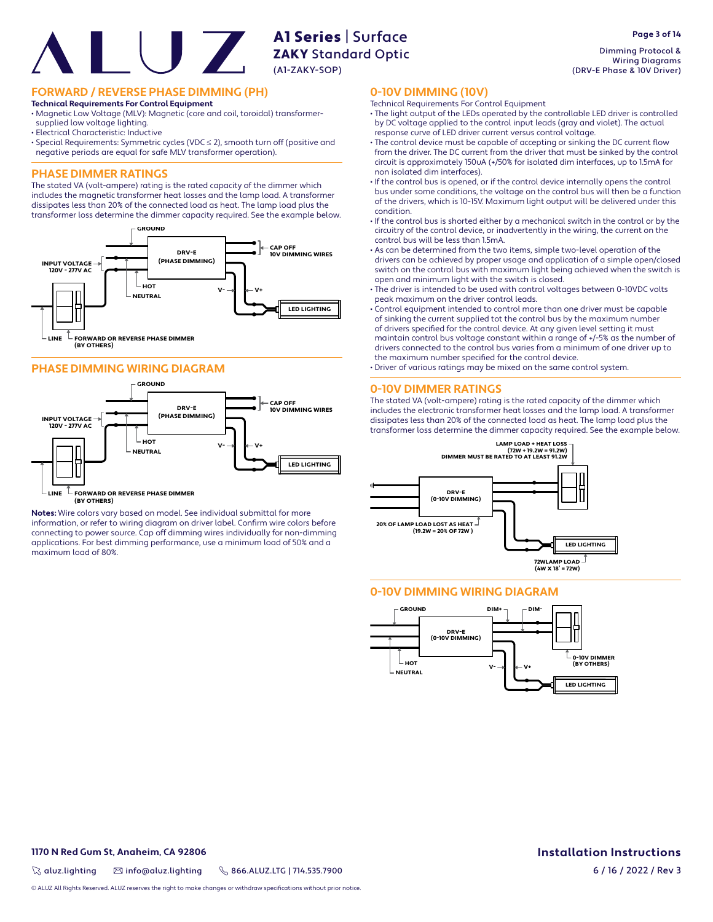# FORWARD / REVERSE PHASE DIMMING (PH)

**Technical Requirements For Control Equipment**

- Magnetic Low Voltage (MLV): Magnetic (core and coil, toroidal) transformer-supplied low voltage lighting.
- Electrical Characteristic: Inductive
- Special Requirements: Symmetric cycles (VDC ≤ 2), smooth turn off (positive and negative periods are equal for safe MLV transformer operation).

## PHASE DIMMER RATINGS

The stated VA (volt-ampere) rating is the rated capacity of the dimmer which includes the magnetic transformer heat losses and the lamp load. A transformer dissipates less than 20% of the connected load as heat. The lamp load plus the transformer loss determine the dimmer capacity required. See the example below.

GROUND
DRV-E (PHASE DIMMING)
INPUT VOLTAGE 120V - 277V AC
CAP OFF 10V DIMMING WIRES
HOT
NEUTRAL
V-
V+
LED LIGHTING
LINE
FORWARD OR REVERSE PHASE DIMMER (BY OTHERS)

## PHASE DIMMING WIRING DIAGRAM

GROUND
DRV-E (PHASE DIMMING)
INPUT VOLTAGE 120V - 277V AC
CAP OFF 10V DIMMING WIRES
HOT
NEUTRAL
V-
V+
LED LIGHTING
LINE
FORWARD OR REVERSE PHASE DIMMER (BY OTHERS)

**Notes:** Wire colors vary based on model. See individual submittal for more information, or refer to wiring diagram on driver label. Confirm wire colors before connecting to power source. Cap off dimming wires individually for non-dimming applications. For best dimming performance, use a minimum load of 50% and a maximum load of 80%.

# 0-10V DIMMING (10V)

Technical Requirements For Control Equipment

- The light output of the LEDs operated by the controllable LED driver is controlled by DC voltage applied to the control input leads (gray and violet). The actual response curve of LED driver current versus control voltage.
- The control device must be capable of accepting or sinking the DC current flow from the driver. The DC current from the driver that must be sinked by the control circuit is approximately 150uA (+/50% for isolated dim interfaces, up to 1.5mA for non isolated dim interfaces).
- If the control bus is opened, or if the control device internally opens the control bus under some conditions, the voltage on the control bus will then be a function of the drivers, which is 10-15V. Maximum light output will be delivered under this condition.
- If the control bus is shorted either by a mechanical switch in the control or by the circuitry of the control device, or inadvertently in the wiring, the current on the control bus will be less than 1.5mA.
- As can be determined from the two items, simple two-level operation of the drivers can be achieved by proper usage and application of a simple open/closed switch on the control bus with maximum light being achieved when the switch is open and minimum light with the switch is closed.
- The driver is intended to be used with control voltages between 0-10VDC volts peak maximum on the driver control leads.
- Control equipment intended to control more than one driver must be capable of sinking the current supplied tot the control bus by the maximum number of drivers specified for the control device. At any given level setting it must maintain control bus voltage constant within a range of +/-5% as the number of drivers connected to the control bus varies from a minimum of one driver up to the maximum number specified for the control device.
- Driver of various ratings may be mixed on the same control system.

## 0-10V DIMMER RATINGS

The stated VA (volt-ampere) rating is the rated capacity of the dimmer which includes the electronic transformer heat losses and the lamp load. A transformer dissipates less than 20% of the connected load as heat. The lamp load plus the transformer loss determine the dimmer capacity required. See the example below.

LAMP LOAD + HEAT LOSS (72W + 19.2W = 91.2W) DIMMER MUST BE RATED TO AT LEAST 91.2W
DRV-E (0-10V DIMMING)
20% OF LAMP LOAD LOST AS HEAT (19.2W = 20% OF 72W )
LED LIGHTING
72WLAMP LOAD (4W X 18' = 72W)

## 0-10V DIMMING WIRING DIAGRAM

GROUND
DIM+
DIM-
DRV-E (0-10V DIMMING)
HOT
NEUTRAL
V-
V+
0-10V DIMMER (BY OTHERS)
LED LIGHTING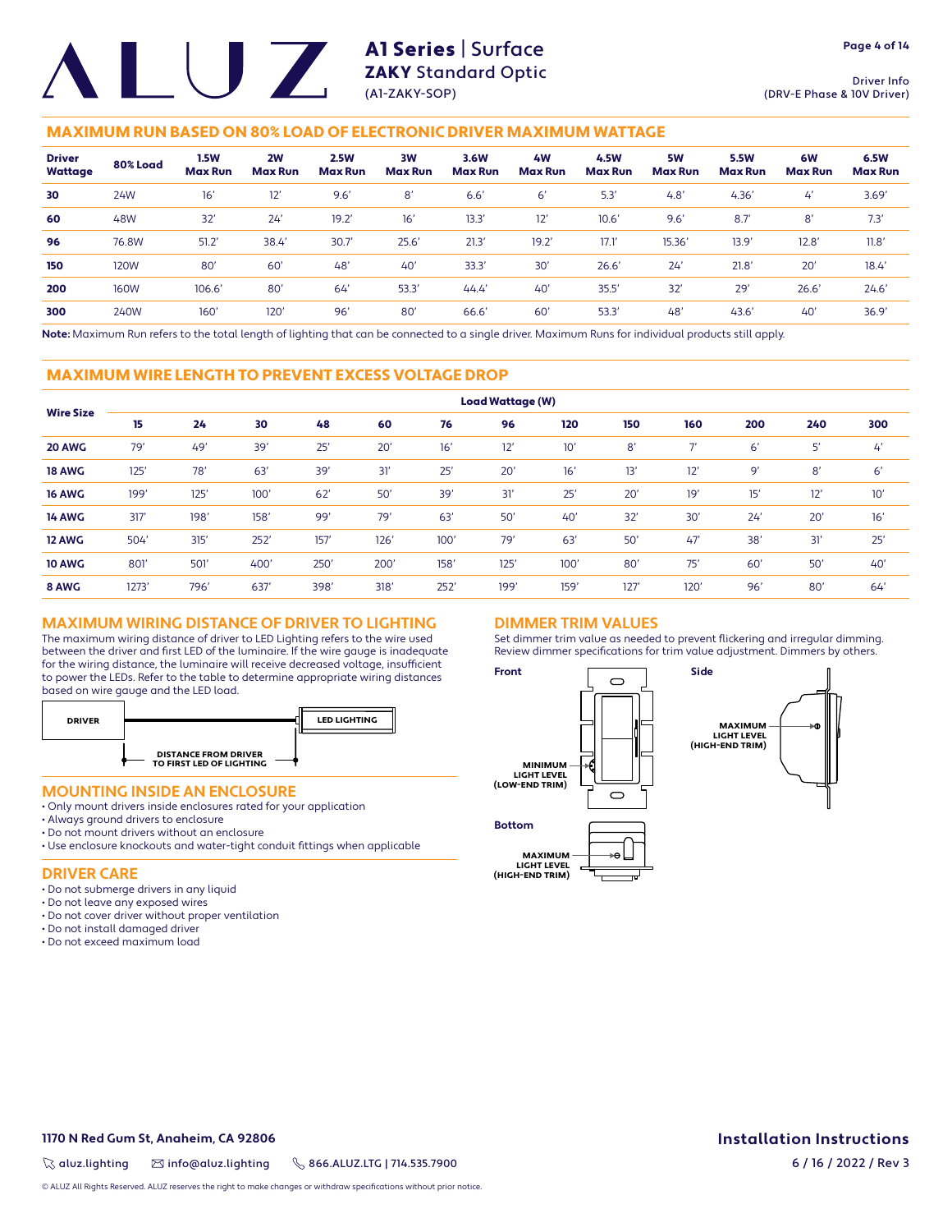# A1 Series | Surface
## ZAKY Standard Optic
(A1-ZAKY-SOP)

Driver Info
(DRV-E Phase & 10V Driver)

## MAXIMUM RUN BASED ON 80% LOAD OF ELECTRONIC DRIVER MAXIMUM WATTAGE

| Driver Wattage | 80% Load | 1.5W Max Run | 2W Max Run | 2.5W Max Run | 3W Max Run | 3.6W Max Run | 4W Max Run | 4.5W Max Run | 5W Max Run | 5.5W Max Run | 6W Max Run | 6.5W Max Run |
|---|---|---|---|---|---|---|---|---|---|---|---|---|
| **30** | 24W | 16' | 12' | 9.6' | 8' | 6.6' | 6' | 5.3' | 4.8' | 4.36' | 4' | 3.69' |
| **60** | 48W | 32' | 24' | 19.2' | 16' | 13.3' | 12' | 10.6' | 9.6' | 8.7' | 8' | 7.3' |
| **96** | 76.8W | 51.2' | 38.4' | 30.7' | 25.6' | 21.3' | 19.2' | 17.1' | 15.36' | 13.9' | 12.8' | 11.8' |
| **150** | 120W | 80' | 60' | 48' | 40' | 33.3' | 30' | 26.6' | 24' | 21.8' | 20' | 18.4' |
| **200** | 160W | 106.6' | 80' | 64' | 53.3' | 44.4' | 40' | 35.5' | 32' | 29' | 26.6' | 24.6' |
| **300** | 240W | 160' | 120' | 96' | 80' | 66.6' | 60' | 53.3' | 48' | 43.6' | 40' | 36.9' |

**Note:** Maximum Run refers to the total length of lighting that can be connected to a single driver. Maximum Runs for individual products still apply.

## MAXIMUM WIRE LENGTH TO PREVENT EXCESS VOLTAGE DROP

| Wire Size | Load Wattage (W) | | | | | | | | | | | | |
|---|---|---|---|---|---|---|---|---|---|---|---|---|---|
| | **15** | **24** | **30** | **48** | **60** | **76** | **96** | **120** | **150** | **160** | **200** | **240** | **300** |
| **20 AWG** | 79' | 49' | 39' | 25' | 20' | 16' | 12' | 10' | 8' | 7' | 6' | 5' | 4' |
| **18 AWG** | 125' | 78' | 63' | 39' | 31' | 25' | 20' | 16' | 13' | 12' | 9' | 8' | 6' |
| **16 AWG** | 199' | 125' | 100' | 62' | 50' | 39' | 31' | 25' | 20' | 19' | 15' | 12' | 10' |
| **14 AWG** | 317' | 198' | 158' | 99' | 79' | 63' | 50' | 40' | 32' | 30' | 24' | 20' | 16' |
| **12 AWG** | 504' | 315' | 252' | 157' | 126' | 100' | 79' | 63' | 50' | 47' | 38' | 31' | 25' |
| **10 AWG** | 801' | 501' | 400' | 250' | 200' | 158' | 125' | 100' | 80' | 75' | 60' | 50' | 40' |
| **8 AWG** | 1273' | 796' | 637' | 398' | 318' | 252' | 199' | 159' | 127' | 120' | 96' | 80' | 64' |

## MAXIMUM WIRING DISTANCE OF DRIVER TO LIGHTING

The maximum wiring distance of driver to LED Lighting refers to the wire used between the driver and first LED of the luminaire. If the wire gauge is inadequate for the wiring distance, the luminaire will receive decreased voltage, insufficient to power the LEDs. Refer to the table to determine appropriate wiring distances based on wire gauge and the LED load.

DRIVER — LED LIGHTING

DISTANCE FROM DRIVER TO FIRST LED OF LIGHTING

## MOUNTING INSIDE AN ENCLOSURE

- Only mount drivers inside enclosures rated for your application
- Always ground drivers to enclosure
- Do not mount drivers without an enclosure
- Use enclosure knockouts and water-tight conduit fittings when applicable

## DRIVER CARE

- Do not submerge drivers in any liquid
- Do not leave any exposed wires
- Do not cover driver without proper ventilation
- Do not install damaged driver
- Do not exceed maximum load

## DIMMER TRIM VALUES

Set dimmer trim value as needed to prevent flickering and irregular dimming. Review dimmer specifications for trim value adjustment. Dimmers by others.

**Front**

MINIMUM LIGHT LEVEL (LOW-END TRIM)

**Side**

MAXIMUM LIGHT LEVEL (HIGH-END TRIM)

**Bottom**

MAXIMUM LIGHT LEVEL (HIGH-END TRIM)

**1170 N Red Gum St, Anaheim, CA 92806**

aluz.lighting | info@aluz.lighting | 866.ALUZ.LTG | 714.535.7900

**Installation Instructions**

6 / 16 / 2022 / Rev 3

© ALUZ All Rights Reserved. ALUZ reserves the right to make changes or withdraw specifications without prior notice.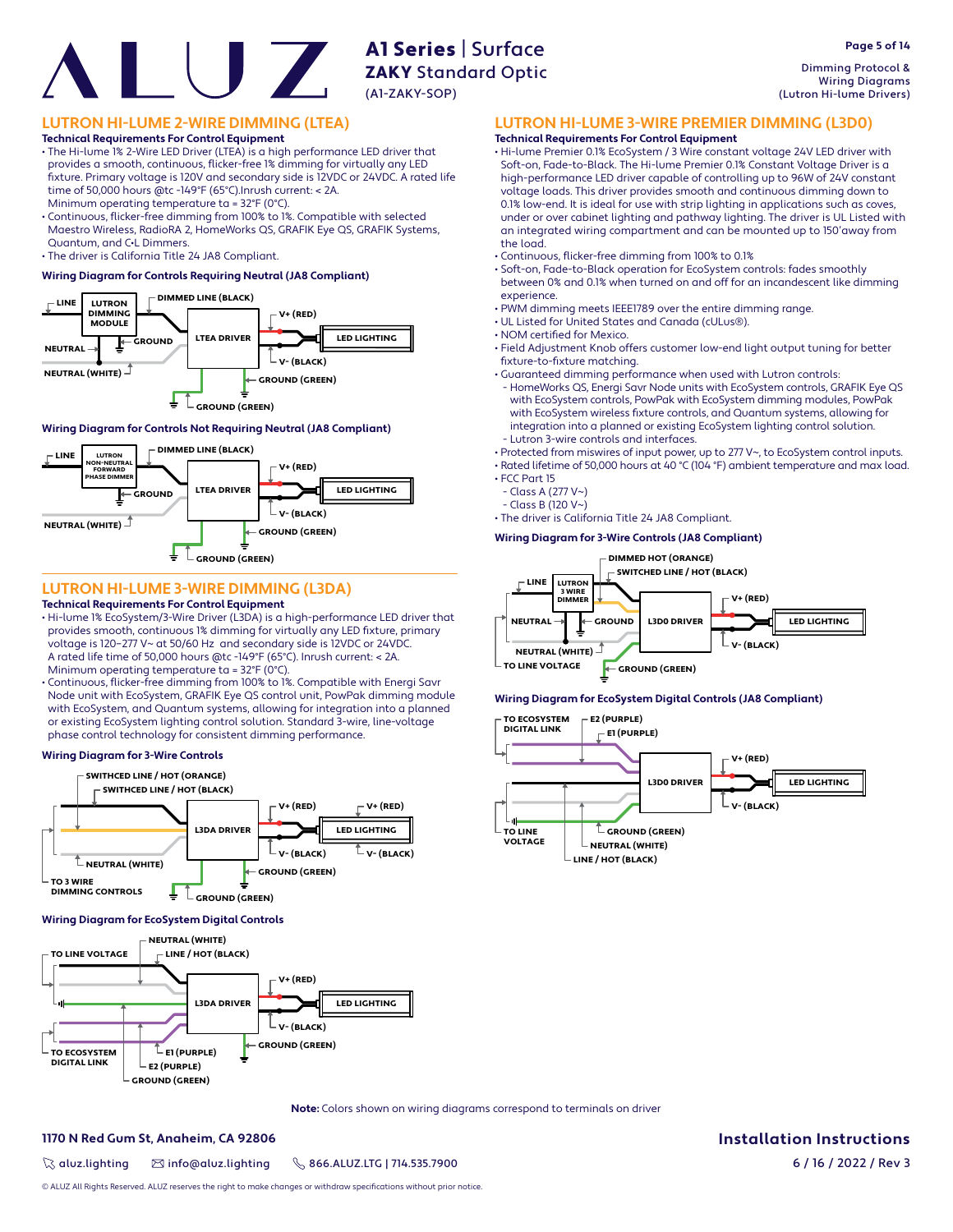## LUTRON HI-LUME 2-WIRE DIMMING (LTEA)

**Technical Requirements For Control Equipment**

- The Hi-lume 1% 2-Wire LED Driver (LTEA) is a high performance LED driver that provides a smooth, continuous, flicker-free 1% dimming for virtually any LED fixture. Primary voltage is 120V and secondary side is 12VDC or 24VDC. A rated life time of 50,000 hours @tc -149°F (65°C).Inrush current: < 2A. Minimum operating temperature ta = 32°F (0°C).
- Continuous, flicker-free dimming from 100% to 1%. Compatible with selected Maestro Wireless, RadioRA 2, HomeWorks QS, GRAFIK Eye QS, GRAFIK Systems, Quantum, and C•L Dimmers.
- The driver is California Title 24 JA8 Compliant.

**Wiring Diagram for Controls Requiring Neutral (JA8 Compliant)**

LINE — LUTRON DIMMING MODULE — DIMMED LINE (BLACK) — GROUND — NEUTRAL — NEUTRAL (WHITE) — LTEA DRIVER — V+ (RED) — V- (BLACK) — LED LIGHTING — GROUND (GREEN) — GROUND (GREEN)

**Wiring Diagram for Controls Not Requiring Neutral (JA8 Compliant)**

LINE — LUTRON NON-NEUTRAL FORWARD PHASE DIMMER — DIMMED LINE (BLACK) — GROUND — NEUTRAL (WHITE) — LTEA DRIVER — V+ (RED) — V- (BLACK) — LED LIGHTING — GROUND (GREEN) — GROUND (GREEN)

## LUTRON HI-LUME 3-WIRE DIMMING (L3DA)

**Technical Requirements For Control Equipment**

- Hi-lume 1% EcoSystem/3-Wire Driver (L3DA) is a high-performance LED driver that provides smooth, continuous 1% dimming for virtually any LED fixture, primary voltage is 120–277 V~ at 50/60 Hz and secondary side is 12VDC or 24VDC. A rated life time of 50,000 hours @tc -149°F (65°C). Inrush current: < 2A. Minimum operating temperature ta = 32°F (0°C).
- Continuous, flicker-free dimming from 100% to 1%. Compatible with Energi Savr Node unit with EcoSystem, GRAFIK Eye QS control unit, PowPak dimming module with EcoSystem, and Quantum systems, allowing for integration into a planned or existing EcoSystem lighting control solution. Standard 3-wire, line-voltage phase control technology for consistent dimming performance.

**Wiring Diagram for 3-Wire Controls**

SWITHCED LINE / HOT (ORANGE) — SWITHCED LINE / HOT (BLACK) — NEUTRAL (WHITE) — TO 3 WIRE DIMMING CONTROLS — L3DA DRIVER — V+ (RED) — V- (BLACK) — LED LIGHTING — V+ (RED) — V- (BLACK) — GROUND (GREEN) — GROUND (GREEN)

**Wiring Diagram for EcoSystem Digital Controls**

TO LINE VOLTAGE — NEUTRAL (WHITE) — LINE / HOT (BLACK) — TO ECOSYSTEM DIGITAL LINK — E1 (PURPLE) — E2 (PURPLE) — GROUND (GREEN) — L3DA DRIVER — V+ (RED) — V- (BLACK) — LED LIGHTING — GROUND (GREEN)

## LUTRON HI-LUME 3-WIRE PREMIER DIMMING (L3D0)

**Technical Requirements For Control Equipment**

- Hi-lume Premier 0.1% EcoSystem / 3 Wire constant voltage 24V LED driver with Soft-on, Fade-to-Black. The Hi-lume Premier 0.1% Constant Voltage Driver is a high-performance LED driver capable of controlling up to 96W of 24V constant voltage loads. This driver provides smooth and continuous dimming down to 0.1% low-end. It is ideal for use with strip lighting in applications such as coves, under or over cabinet lighting and pathway lighting. The driver is UL Listed with an integrated wiring compartment and can be mounted up to 150'away from the load.
- Continuous, flicker-free dimming from 100% to 0.1%
- Soft-on, Fade-to-Black operation for EcoSystem controls: fades smoothly between 0% and 0.1% when turned on and off for an incandescent like dimming experience.
- PWM dimming meets IEEE1789 over the entire dimming range.
- UL Listed for United States and Canada (cULus®).
- NOM certified for Mexico.
- Field Adjustment Knob offers customer low-end light output tuning for better fixture-to-fixture matching.
- Guaranteed dimming performance when used with Lutron controls:
  - HomeWorks QS, Energi Savr Node units with EcoSystem controls, GRAFIK Eye QS with EcoSystem controls, PowPak with EcoSystem dimming modules, PowPak with EcoSystem wireless fixture controls, and Quantum systems, allowing for integration into a planned or existing EcoSystem lighting control solution.
  - Lutron 3-wire controls and interfaces.
- Protected from miswires of input power, up to 277 V~, to EcoSystem control inputs.
- Rated lifetime of 50,000 hours at 40 °C (104 °F) ambient temperature and max load.
- FCC Part 15
  - Class A (277 V~)
  - Class B (120 V~)
- The driver is California Title 24 JA8 Compliant.

**Wiring Diagram for 3-Wire Controls (JA8 Compliant)**

LINE — LUTRON 3 WIRE DIMMER — DIMMED HOT (ORANGE) — SWITCHED LINE / HOT (BLACK) — NEUTRAL — GROUND — NEUTRAL (WHITE) — TO LINE VOLTAGE — L3D0 DRIVER — V+ (RED) — V- (BLACK) — LED LIGHTING — GROUND (GREEN)

**Wiring Diagram for EcoSystem Digital Controls (JA8 Compliant)**

TO ECOSYSTEM DIGITAL LINK — E2 (PURPLE) — E1 (PURPLE) — TO LINE VOLTAGE — GROUND (GREEN) — NEUTRAL (WHITE) — LINE / HOT (BLACK) — L3D0 DRIVER — V+ (RED) — V- (BLACK) — LED LIGHTING

**Note:** Colors shown on wiring diagrams correspond to terminals on driver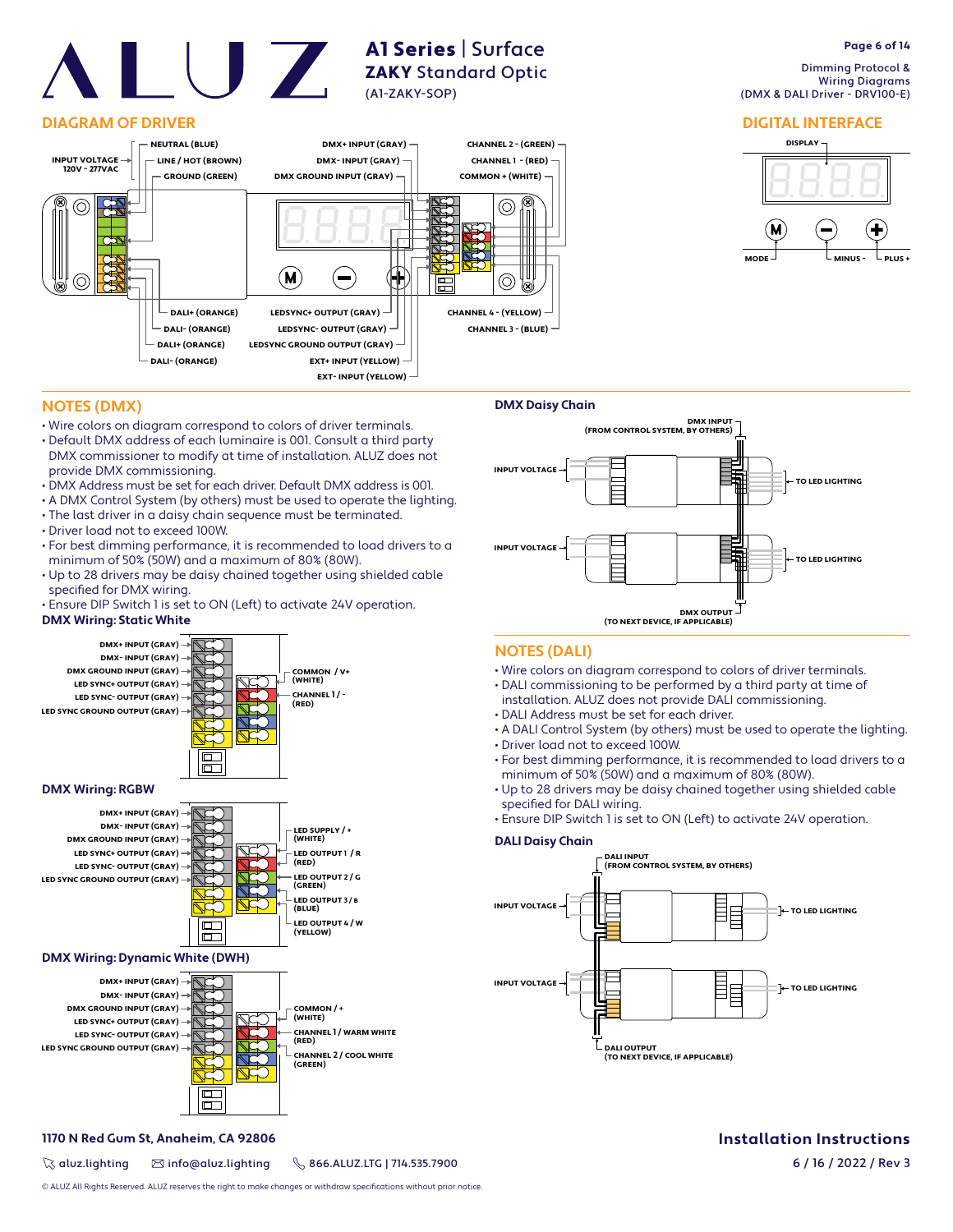# A1 Series | Surface
## ZAKY Standard Optic
(A1-ZAKY-SOP)

Dimming Protocol & Wiring Diagrams
(DMX & DALI Driver - DRV100-E)

## DIAGRAM OF DRIVER

INPUT VOLTAGE 120V - 277VAC
- NEUTRAL (BLUE)
- LINE / HOT (BROWN)
- GROUND (GREEN)

- DMX+ INPUT (GRAY)
- DMX- INPUT (GRAY)
- DMX GROUND INPUT (GRAY)
- CHANNEL 2 - (GREEN)
- CHANNEL 1 - (RED)
- COMMON + (WHITE)
- DALI+ (ORANGE)
- DALI- (ORANGE)
- DALI+ (ORANGE)
- DALI- (ORANGE)
- LEDSYNC+ OUTPUT (GRAY)
- LEDSYNC- OUTPUT (GRAY)
- LEDSYNC GROUND OUTPUT (GRAY)
- EXT+ INPUT (YELLOW)
- EXT- INPUT (YELLOW)
- CHANNEL 4 - (YELLOW)
- CHANNEL 3 - (BLUE)

## DIGITAL INTERFACE

DISPLAY

MODE, MINUS -, PLUS +

## NOTES (DMX)

- Wire colors on diagram correspond to colors of driver terminals.
- Default DMX address of each luminaire is 001. Consult a third party DMX commissioner to modify at time of installation. ALUZ does not provide DMX commissioning.
- DMX Address must be set for each driver. Default DMX address is 001.
- A DMX Control System (by others) must be used to operate the lighting.
- The last driver in a daisy chain sequence must be terminated.
- Driver load not to exceed 100W.
- For best dimming performance, it is recommended to load drivers to a minimum of 50% (50W) and a maximum of 80% (80W).
- Up to 28 drivers may be daisy chained together using shielded cable specified for DMX wiring.
- Ensure DIP Switch 1 is set to ON (Left) to activate 24V operation.

### DMX Wiring: Static White

- DMX+ INPUT (GRAY)
- DMX- INPUT (GRAY)
- DMX GROUND INPUT (GRAY)
- LED SYNC+ OUTPUT (GRAY)
- LED SYNC- OUTPUT (GRAY)
- LED SYNC GROUND OUTPUT (GRAY)
- COMMON / V+ (WHITE)
- CHANNEL 1 / - (RED)

### DMX Wiring: RGBW

- DMX+ INPUT (GRAY)
- DMX- INPUT (GRAY)
- DMX GROUND INPUT (GRAY)
- LED SYNC+ OUTPUT (GRAY)
- LED SYNC- OUTPUT (GRAY)
- LED SYNC GROUND OUTPUT (GRAY)
- LED SUPPLY / + (WHITE)
- LED OUTPUT 1 / R (RED)
- LED OUTPUT 2 / G (GREEN)
- LED OUTPUT 3 / B (BLUE)
- LED OUTPUT 4 / W (YELLOW)

### DMX Wiring: Dynamic White (DWH)

- DMX+ INPUT (GRAY)
- DMX- INPUT (GRAY)
- DMX GROUND INPUT (GRAY)
- LED SYNC+ OUTPUT (GRAY)
- LED SYNC- OUTPUT (GRAY)
- LED SYNC GROUND OUTPUT (GRAY)
- COMMON / + (WHITE)
- CHANNEL 1 / WARM WHITE (RED)
- CHANNEL 2 / COOL WHITE (GREEN)

### DMX Daisy Chain

DMX INPUT (FROM CONTROL SYSTEM, BY OTHERS)

INPUT VOLTAGE — TO LED LIGHTING

INPUT VOLTAGE — TO LED LIGHTING

DMX OUTPUT (TO NEXT DEVICE, IF APPLICABLE)

## NOTES (DALI)

- Wire colors on diagram correspond to colors of driver terminals.
- DALI commissioning to be performed by a third party at time of installation. ALUZ does not provide DALI commissioning.
- DALI Address must be set for each driver.
- A DALI Control System (by others) must be used to operate the lighting.
- Driver load not to exceed 100W.
- For best dimming performance, it is recommended to load drivers to a minimum of 50% (50W) and a maximum of 80% (80W).
- Up to 28 drivers may be daisy chained together using shielded cable specified for DALI wiring.
- Ensure DIP Switch 1 is set to ON (Left) to activate 24V operation.

### DALI Daisy Chain

DALI INPUT (FROM CONTROL SYSTEM, BY OTHERS)

INPUT VOLTAGE — TO LED LIGHTING

INPUT VOLTAGE — TO LED LIGHTING

DALI OUTPUT (TO NEXT DEVICE, IF APPLICABLE)

1170 N Red Gum St, Anaheim, CA 92806

aluz.lighting | info@aluz.lighting | 866.ALUZ.LTG | 714.535.7900

© ALUZ All Rights Reserved. ALUZ reserves the right to make changes or withdraw specifications without prior notice.

Installation Instructions
6 / 16 / 2022 / Rev 3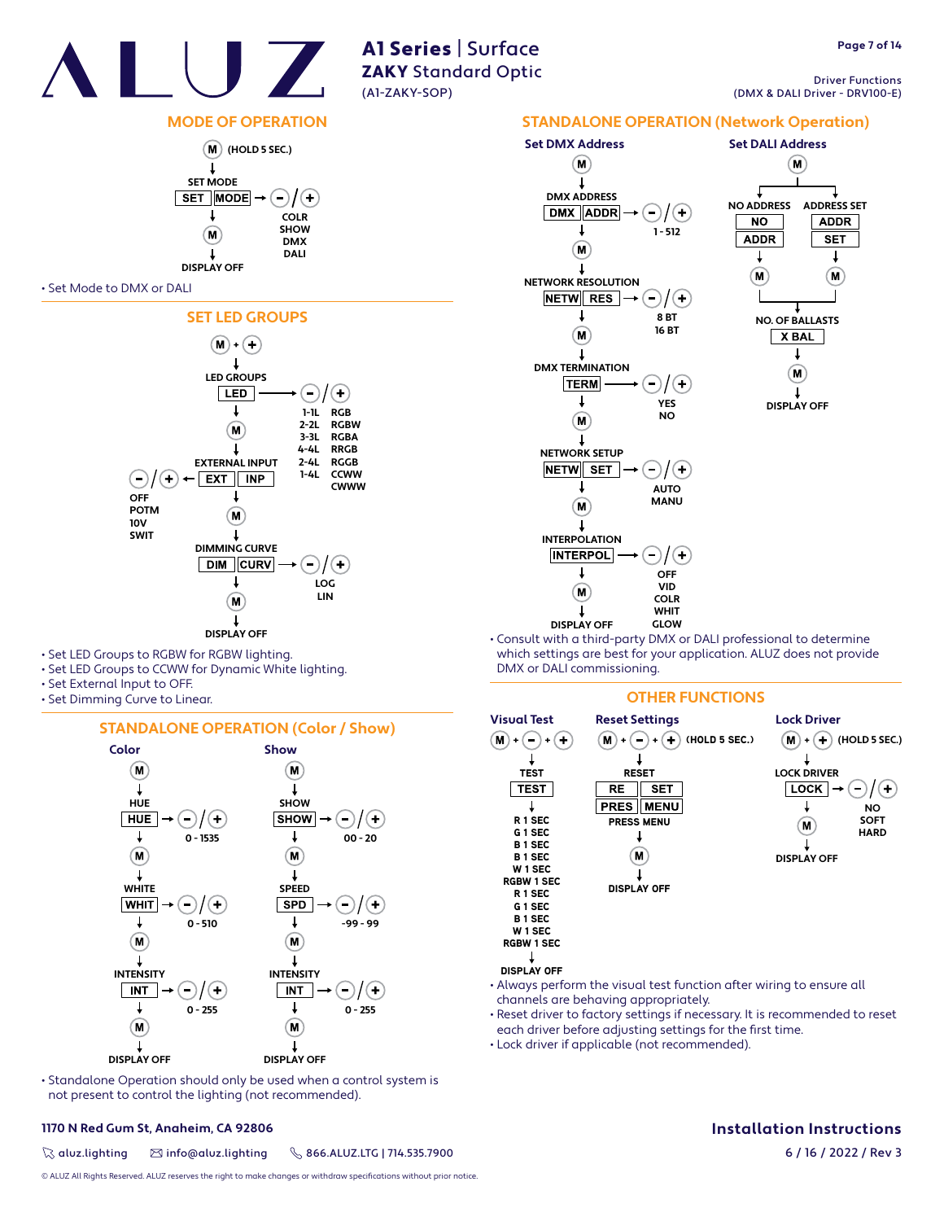# ALUZ

**A1 Series** | Surface
**ZAKY** Standard Optic
(A1-ZAKY-SOP)

Driver Functions
(DMX & DALI Driver - DRV100-E)

## MODE OF OPERATION

M (HOLD 5 SEC.)
↓
SET MODE
SET | MODE → −/+ : COLR, SHOW, DMX, DALI
↓
M
↓
DISPLAY OFF

- Set Mode to DMX or DALI

## SET LED GROUPS

M + +
↓
LED GROUPS
LED → −/+ : 1-1L RGB, 2-2L RGBW, 3-3L RGBA, 4-4L RRGB, 2-4L RGGB, 1-4L CCWW, CWWW
↓
M
↓
EXTERNAL INPUT
EXT | INP → −/+ : OFF, POTM, 10V, SWIT
↓
M
↓
DIMMING CURVE
DIM | CURV → −/+ : LOG, LIN
↓
M
↓
DISPLAY OFF

- Set LED Groups to RGBW for RGBW lighting.
- Set LED Groups to CCWW for Dynamic White lighting.
- Set External Input to OFF.
- Set Dimming Curve to Linear.

## STANDALONE OPERATION (Color / Show)

### Color

M
↓
HUE
HUE → −/+ : 0 - 1535
↓
M
↓
WHITE
WHIT → −/+ : 0 - 510
↓
M
↓
INTENSITY
INT → −/+ : 0 - 255
↓
M
↓
DISPLAY OFF

### Show

M
↓
SHOW
SHOW → −/+ : 00 - 20
↓
M
↓
SPEED
SPD → −/+ : -99 - 99
↓
M
↓
INTENSITY
INT → −/+ : 0 - 255
↓
M
↓
DISPLAY OFF

- Standalone Operation should only be used when a control system is not present to control the lighting (not recommended).

## STANDALONE OPERATION (Network Operation)

### Set DMX Address

M
↓
DMX ADDRESS
DMX | ADDR → −/+ : 1 - 512
↓
M
↓
NETWORK RESOLUTION
NETW | RES → −/+ : 8 BT, 16 BT
↓
M
↓
DMX TERMINATION
TERM → −/+ : YES, NO
↓
M
↓
NETWORK SETUP
NETW | SET → −/+ : AUTO, MANU
↓
M
↓
INTERPOLATION
INTERPOL → −/+ : OFF, VID, COLR, WHIT, GLOW
↓
M
↓
DISPLAY OFF

### Set DALI Address

M
↓
NO ADDRESS: NO | ADDR → M
ADDRESS SET: ADDR | SET → M
↓
NO. OF BALLASTS
X BAL
↓
M
↓
DISPLAY OFF

- Consult with a third-party DMX or DALI professional to determine which settings are best for your application. ALUZ does not provide DMX or DALI commissioning.

## OTHER FUNCTIONS

### Visual Test

M + − + +
↓
TEST
TEST
↓
R 1 SEC
G 1 SEC
B 1 SEC
B 1 SEC
W 1 SEC
RGBW 1 SEC
R 1 SEC
G 1 SEC
B 1 SEC
W 1 SEC
RGBW 1 SEC
↓
DISPLAY OFF

### Reset Settings

M + − + + (HOLD 5 SEC.)
↓
RESET
RE | SET
PRES | MENU
PRESS MENU
↓
M
↓
DISPLAY OFF

### Lock Driver

M + + (HOLD 5 SEC.)
↓
LOCK DRIVER
LOCK → −/+ : NO, SOFT, HARD
↓
M
↓
DISPLAY OFF

- Always perform the visual test function after wiring to ensure all channels are behaving appropriately.
- Reset driver to factory settings if necessary. It is recommended to reset each driver before adjusting settings for the first time.
- Lock driver if applicable (not recommended).

**1170 N Red Gum St, Anaheim, CA 92806**

aluz.lighting | info@aluz.lighting | 866.ALUZ.LTG | 714.535.7900

© ALUZ All Rights Reserved. ALUZ reserves the right to make changes or withdraw specifications without prior notice.

**Installation Instructions**
6 / 16 / 2022 / Rev 3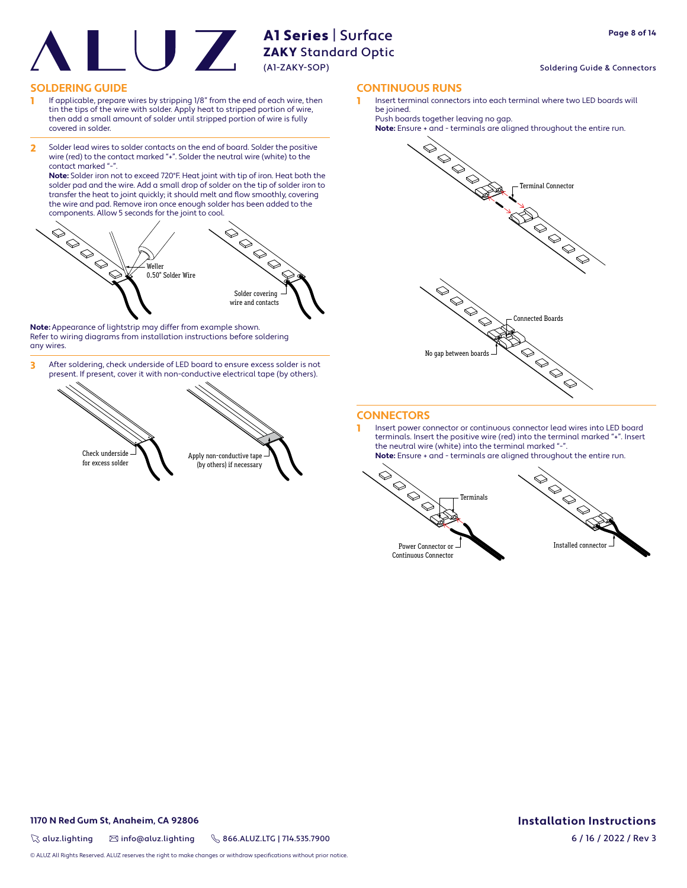## SOLDERING GUIDE

1. If applicable, prepare wires by stripping 1/8" from the end of each wire, then tin the tips of the wire with solder. Apply heat to stripped portion of wire, then add a small amount of solder until stripped portion of wire is fully covered in solder.

2. Solder lead wires to solder contacts on the end of board. Solder the positive wire (red) to the contact marked "+". Solder the neutral wire (white) to the contact marked "-".
   **Note:** Solder iron not to exceed 720°F. Heat joint with tip of iron. Heat both the solder pad and the wire. Add a small drop of solder on the tip of solder iron to transfer the heat to joint quickly; it should melt and flow smoothly, covering the wire and pad. Remove iron once enough solder has been added to the components. Allow 5 seconds for the joint to cool.

Weller 0.50" Solder Wire

Solder covering wire and contacts

**Note:** Appearance of lightstrip may differ from example shown.
Refer to wiring diagrams from installation instructions before soldering any wires.

3. After soldering, check underside of LED board to ensure excess solder is not present. If present, cover it with non-conductive electrical tape (by others).

Check underside for excess solder

Apply non-conductive tape (by others) if necessary

## CONTINUOUS RUNS

1. Insert terminal connectors into each terminal where two LED boards will be joined.
   Push boards together leaving no gap.
   **Note:** Ensure + and - terminals are aligned throughout the entire run.

Terminal Connector

Connected Boards

No gap between boards

## CONNECTORS

1. Insert power connector or continuous connector lead wires into LED board terminals. Insert the positive wire (red) into the terminal marked "+". Insert the neutral wire (white) into the terminal marked "-".
   **Note:** Ensure + and - terminals are aligned throughout the entire run.

Terminals

Power Connector or Continuous Connector

Installed connector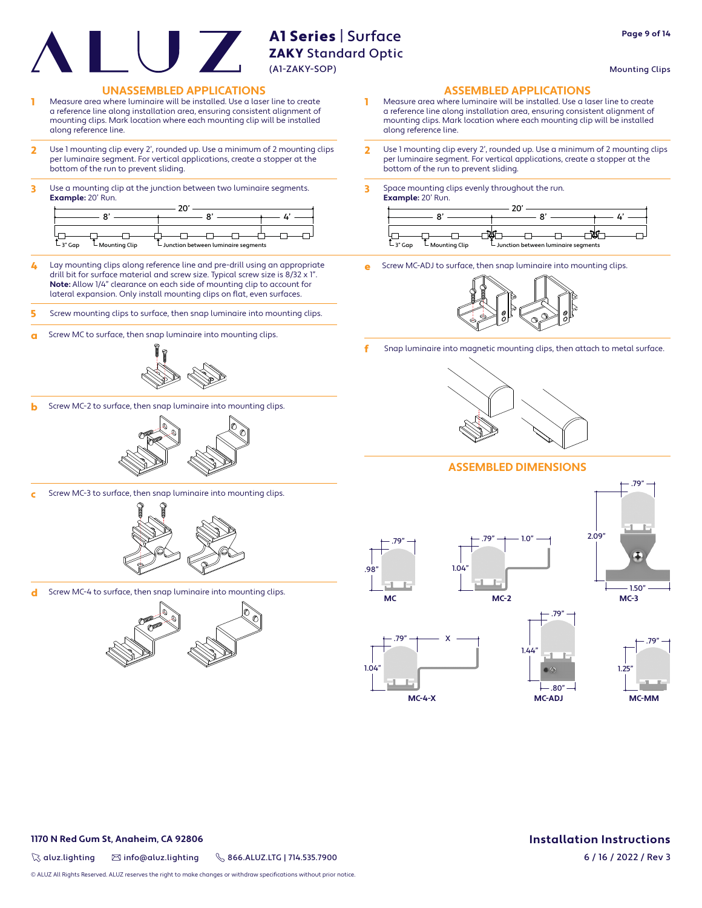# A1 Series | Surface
## ZAKY Standard Optic
(A1-ZAKY-SOP)

Mounting Clips

## UNASSEMBLED APPLICATIONS

1. Measure area where luminaire will be installed. Use a laser line to create a reference line along installation area, ensuring consistent alignment of mounting clips. Mark location where each mounting clip will be installed along reference line.
2. Use 1 mounting clip every 2', rounded up. Use a minimum of 2 mounting clips per luminaire segment. For vertical applications, create a stopper at the bottom of the run to prevent sliding.
3. Use a mounting clip at the junction between two luminaire segments.
   **Example:** 20' Run.

   20' — 8' — 8' — 4'
   3" Gap · Mounting Clip · Junction between luminaire segments

4. Lay mounting clips along reference line and pre-drill using an appropriate drill bit for surface material and screw size. Typical screw size is 8/32 x 1".
   **Note:** Allow 1/4" clearance on each side of mounting clip to account for lateral expansion. Only install mounting clips on flat, even surfaces.
5. Screw mounting clips to surface, then snap luminaire into mounting clips.

a. Screw MC to surface, then snap luminaire into mounting clips.

b. Screw MC-2 to surface, then snap luminaire into mounting clips.

c. Screw MC-3 to surface, then snap luminaire into mounting clips.

d. Screw MC-4 to surface, then snap luminaire into mounting clips.

## ASSEMBLED APPLICATIONS

1. Measure area where luminaire will be installed. Use a laser line to create a reference line along installation area, ensuring consistent alignment of mounting clips. Mark location where each mounting clip will be installed along reference line.
2. Use 1 mounting clip every 2', rounded up. Use a minimum of 2 mounting clips per luminaire segment. For vertical applications, create a stopper at the bottom of the run to prevent sliding.
3. Space mounting clips evenly throughout the run.
   **Example:** 20' Run.

   20' — 8' — 8' — 4'
   3" Gap · Mounting Clip · Junction between luminaire segments

e. Screw MC-ADJ to surface, then snap luminaire into mounting clips.

f. Snap luminaire into magnetic mounting clips, then attach to metal surface.

## ASSEMBLED DIMENSIONS

| Clip | Width | Height | Other |
|---|---|---|---|
| MC | .79" | .98" | |
| MC-2 | .79" | 1.04" | 1.0" |
| MC-3 | .79" | 2.09" | 1.50" |
| MC-4-X | .79" | 1.04" | X |
| MC-ADJ | .79" | 1.44" | .80" |
| MC-MM | .79" | 1.25" | |

1170 N Red Gum St, Anaheim, CA 92806

aluz.lighting | info@aluz.lighting | 866.ALUZ.LTG | 714.535.7900

© ALUZ All Rights Reserved. ALUZ reserves the right to make changes or withdraw specifications without prior notice.

Installation Instructions
6 / 16 / 2022 / Rev 3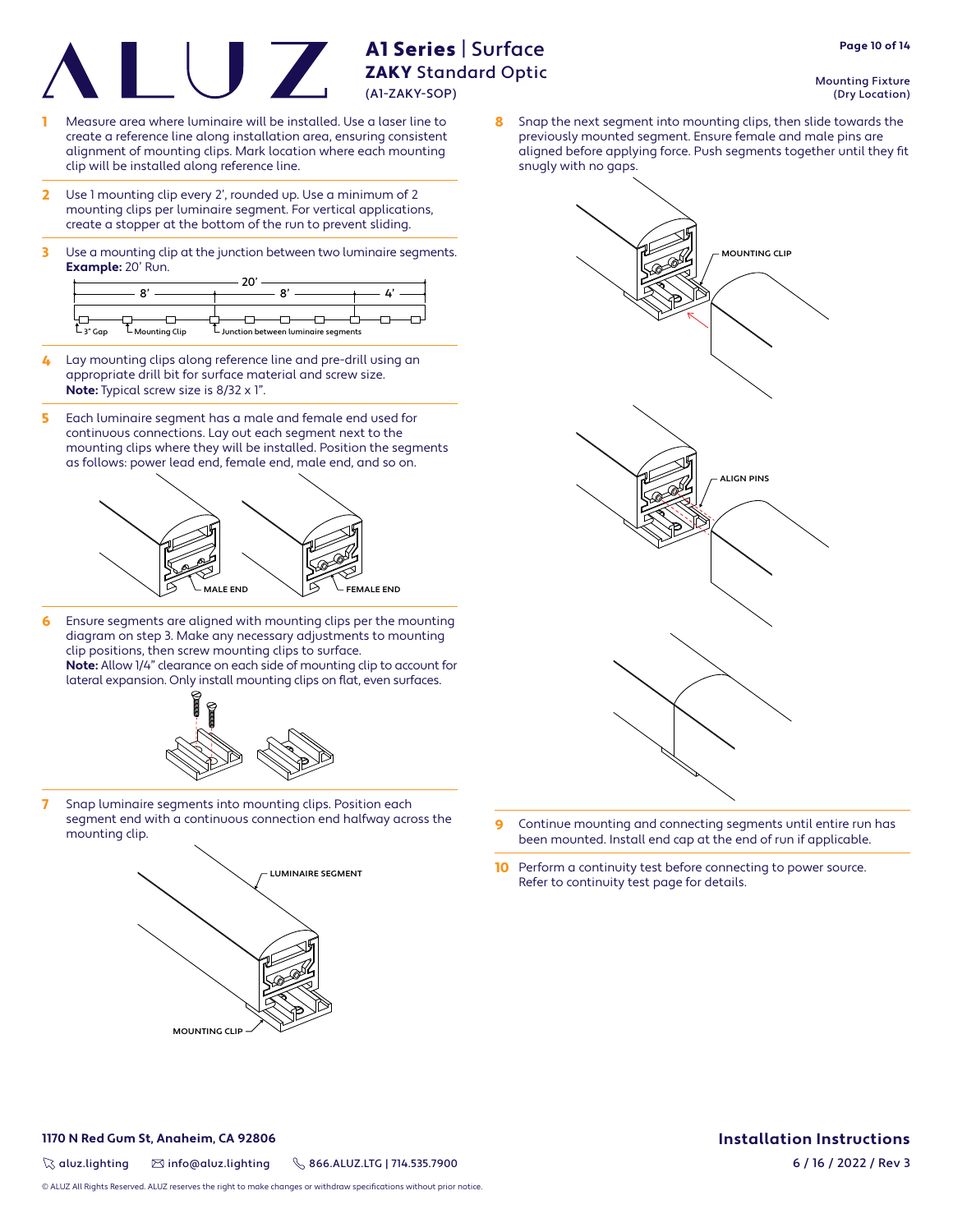# A1 Series | Surface
## ZAKY Standard Optic
(A1-ZAKY-SOP)

Mounting Fixture (Dry Location)

1. Measure area where luminaire will be installed. Use a laser line to create a reference line along installation area, ensuring consistent alignment of mounting clips. Mark location where each mounting clip will be installed along reference line.

2. Use 1 mounting clip every 2', rounded up. Use a minimum of 2 mounting clips per luminaire segment. For vertical applications, create a stopper at the bottom of the run to prevent sliding.

3. Use a mounting clip at the junction between two luminaire segments. **Example:** 20' Run.

   20' — 8' — 8' — 4'

   3" Gap — Mounting Clip — Junction between luminaire segments

4. Lay mounting clips along reference line and pre-drill using an appropriate drill bit for surface material and screw size. **Note:** Typical screw size is 8/32 x 1".

5. Each luminaire segment has a male and female end used for continuous connections. Lay out each segment next to the mounting clips where they will be installed. Position the segments as follows: power lead end, female end, male end, and so on.

   MALE END — FEMALE END

6. Ensure segments are aligned with mounting clips per the mounting diagram on step 3. Make any necessary adjustments to mounting clip positions, then screw mounting clips to surface. **Note:** Allow 1/4" clearance on each side of mounting clip to account for lateral expansion. Only install mounting clips on flat, even surfaces.

7. Snap luminaire segments into mounting clips. Position each segment end with a continuous connection end halfway across the mounting clip.

   LUMINAIRE SEGMENT — MOUNTING CLIP

8. Snap the next segment into mounting clips, then slide towards the previously mounted segment. Ensure female and male pins are aligned before applying force. Push segments together until they fit snugly with no gaps.

   MOUNTING CLIP — ALIGN PINS

9. Continue mounting and connecting segments until entire run has been mounted. Install end cap at the end of run if applicable.

10. Perform a continuity test before connecting to power source. Refer to continuity test page for details.

**1170 N Red Gum St, Anaheim, CA 92806**

aluz.lighting | info@aluz.lighting | 866.ALUZ.LTG | 714.535.7900

© ALUZ All Rights Reserved. ALUZ reserves the right to make changes or withdraw specifications without prior notice.

**Installation Instructions**

6 / 16 / 2022 / Rev 3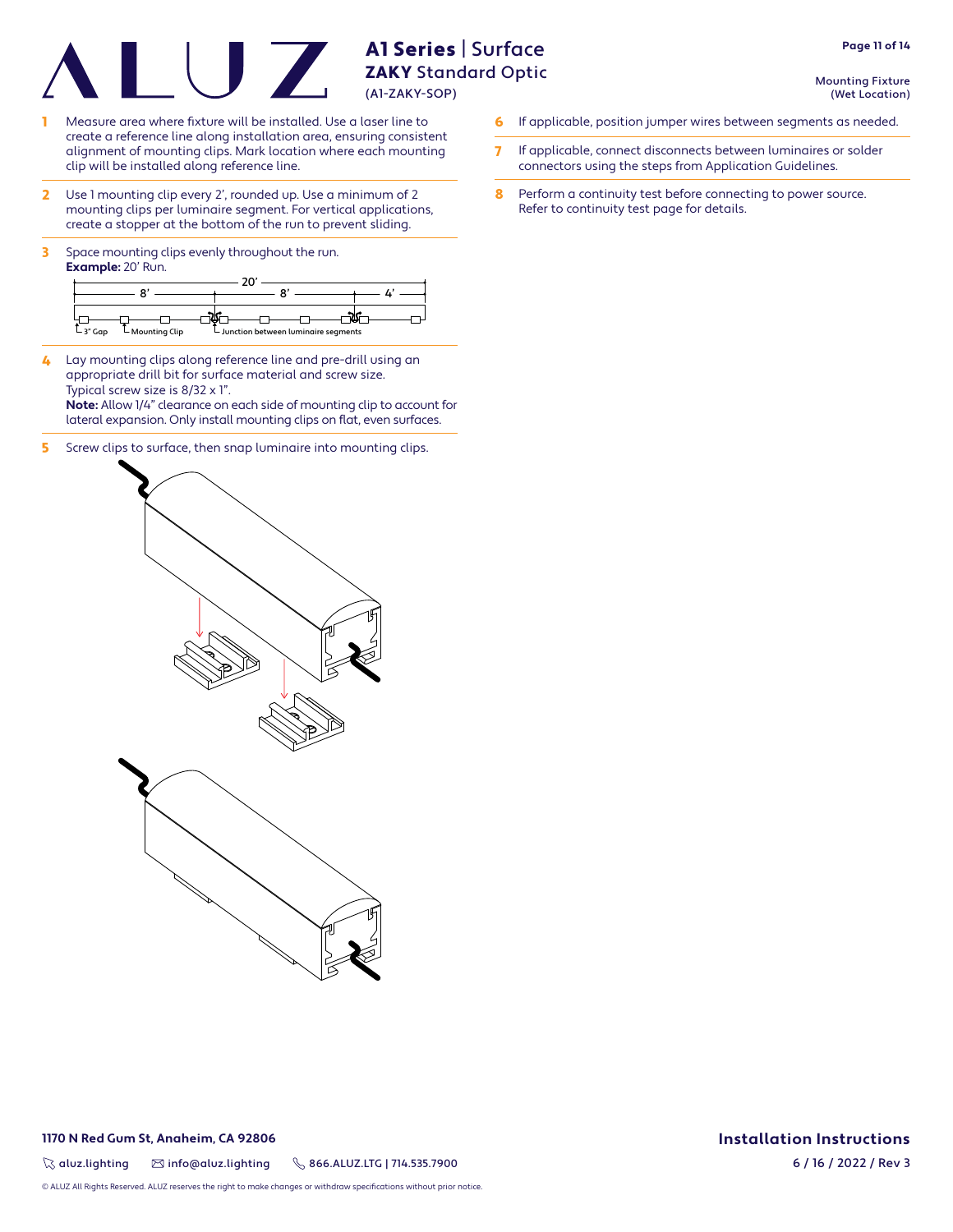# A1 Series | Surface
## ZAKY Standard Optic
(A1-ZAKY-SOP)

Mounting Fixture (Wet Location)

1. Measure area where fixture will be installed. Use a laser line to create a reference line along installation area, ensuring consistent alignment of mounting clips. Mark location where each mounting clip will be installed along reference line.

2. Use 1 mounting clip every 2', rounded up. Use a minimum of 2 mounting clips per luminaire segment. For vertical applications, create a stopper at the bottom of the run to prevent sliding.

3. Space mounting clips evenly throughout the run.
   **Example:** 20' Run.

   20' — 8' | 8' | 4'
   3" Gap · Mounting Clip · Junction between luminaire segments

4. Lay mounting clips along reference line and pre-drill using an appropriate drill bit for surface material and screw size.
   Typical screw size is 8/32 x 1".
   **Note:** Allow 1/4" clearance on each side of mounting clip to account for lateral expansion. Only install mounting clips on flat, even surfaces.

5. Screw clips to surface, then snap luminaire into mounting clips.

6. If applicable, position jumper wires between segments as needed.

7. If applicable, connect disconnects between luminaires or solder connectors using the steps from Application Guidelines.

8. Perform a continuity test before connecting to power source. Refer to continuity test page for details.

**1170 N Red Gum St, Anaheim, CA 92806**

aluz.lighting · info@aluz.lighting · 866.ALUZ.LTG | 714.535.7900

© ALUZ All Rights Reserved. ALUZ reserves the right to make changes or withdraw specifications without prior notice.

**Installation Instructions**

6 / 16 / 2022 / Rev 3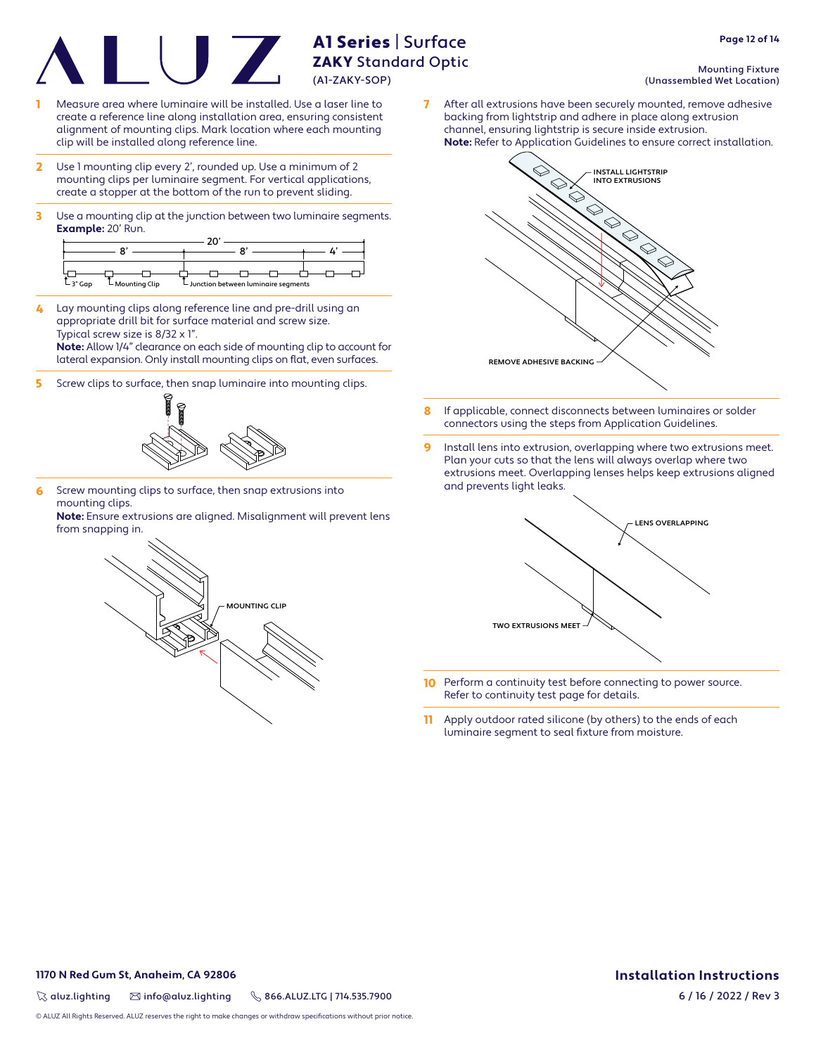# A1 Series | Surface

## ZAKY Standard Optic

(A1-ZAKY-SOP)

Mounting Fixture
(Unassembled Wet Location)

1. Measure area where luminaire will be installed. Use a laser line to create a reference line along installation area, ensuring consistent alignment of mounting clips. Mark location where each mounting clip will be installed along reference line.

2. Use 1 mounting clip every 2', rounded up. Use a minimum of 2 mounting clips per luminaire segment. For vertical applications, create a stopper at the bottom of the run to prevent sliding.

3. Use a mounting clip at the junction between two luminaire segments.
   **Example:** 20' Run.

   20' — 8' — 8' — 4'
   3" Gap · Mounting Clip · Junction between luminaire segments

4. Lay mounting clips along reference line and pre-drill using an appropriate drill bit for surface material and screw size.
   Typical screw size is 8/32 x 1".
   **Note:** Allow 1/4" clearance on each side of mounting clip to account for lateral expansion. Only install mounting clips on flat, even surfaces.

5. Screw clips to surface, then snap luminaire into mounting clips.

6. Screw mounting clips to surface, then snap extrusions into mounting clips.
   **Note:** Ensure extrusions are aligned. Misalignment will prevent lens from snapping in.

   MOUNTING CLIP

7. After all extrusions have been securely mounted, remove adhesive backing from lightstrip and adhere in place along extrusion channel, ensuring lightstrip is secure inside extrusion.
   **Note:** Refer to Application Guidelines to ensure correct installation.

   INSTALL LIGHTSTRIP INTO EXTRUSIONS
   REMOVE ADHESIVE BACKING

8. If applicable, connect disconnects between luminaires or solder connectors using the steps from Application Guidelines.

9. Install lens into extrusion, overlapping where two extrusions meet. Plan your cuts so that the lens will always overlap where two extrusions meet. Overlapping lenses helps keep extrusions aligned and prevents light leaks.

   LENS OVERLAPPING
   TWO EXTRUSIONS MEET

10. Perform a continuity test before connecting to power source. Refer to continuity test page for details.

11. Apply outdoor rated silicone (by others) to the ends of each luminaire segment to seal fixture from moisture.

**1170 N Red Gum St, Anaheim, CA 92806**

aluz.lighting | info@aluz.lighting | 866.ALUZ.LTG | 714.535.7900

**Installation Instructions**

6 / 16 / 2022 / Rev 3

© ALUZ All Rights Reserved. ALUZ reserves the right to make changes or withdraw specifications without prior notice.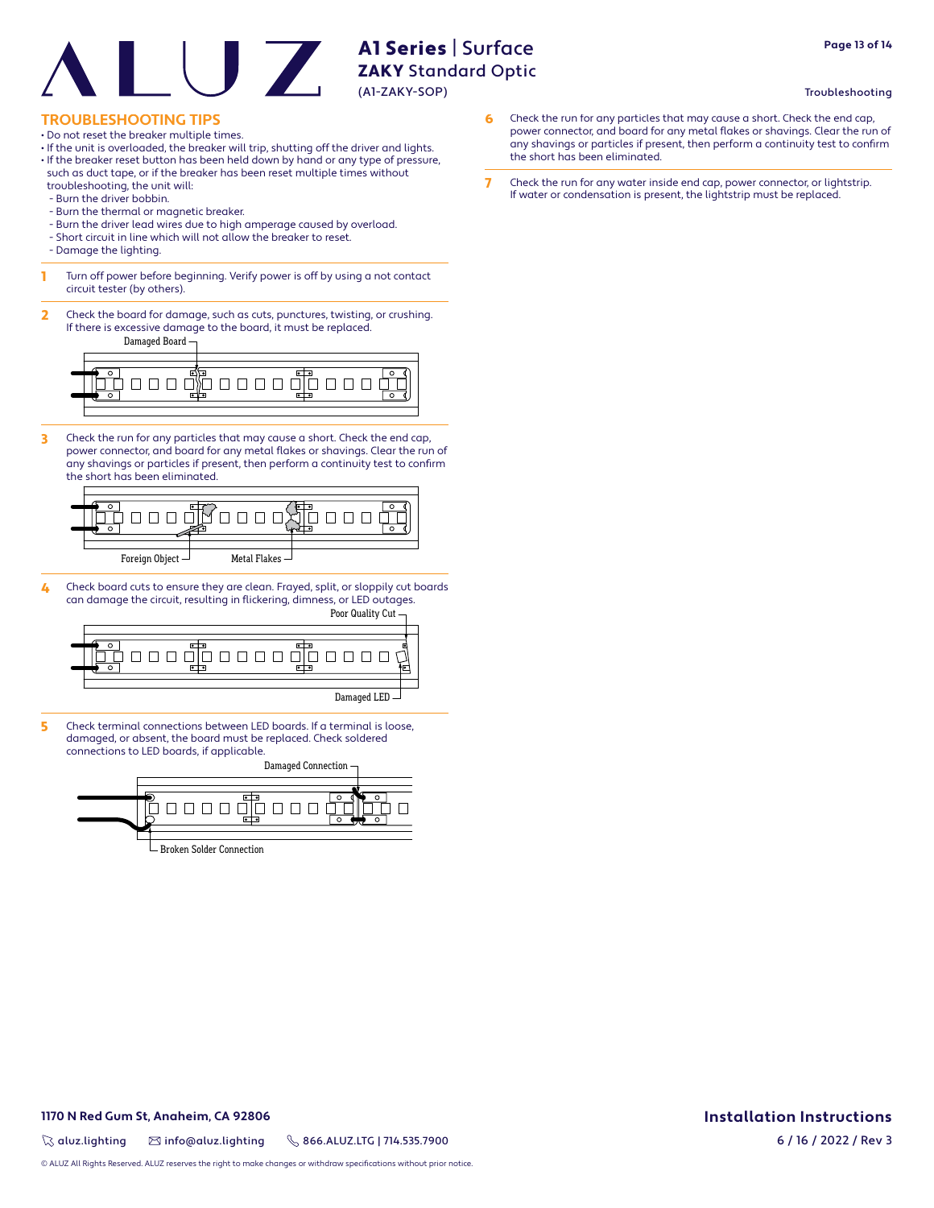## TROUBLESHOOTING TIPS

- Do not reset the breaker multiple times.
- If the unit is overloaded, the breaker will trip, shutting off the driver and lights.
- If the breaker reset button has been held down by hand or any type of pressure, such as duct tape, or if the breaker has been reset multiple times without troubleshooting, the unit will:
  - Burn the driver bobbin.
  - Burn the thermal or magnetic breaker.
  - Burn the driver lead wires due to high amperage caused by overload.
  - Short circuit in line which will not allow the breaker to reset.
  - Damage the lighting.

1. Turn off power before beginning. Verify power is off by using a not contact circuit tester (by others).

2. Check the board for damage, such as cuts, punctures, twisting, or crushing. If there is excessive damage to the board, it must be replaced.

   Damaged Board

3. Check the run for any particles that may cause a short. Check the end cap, power connector, and board for any metal flakes or shavings. Clear the run of any shavings or particles if present, then perform a continuity test to confirm the short has been eliminated.

   Foreign Object — Metal Flakes

4. Check board cuts to ensure they are clean. Frayed, split, or sloppily cut boards can damage the circuit, resulting in flickering, dimness, or LED outages.

   Poor Quality Cut — Damaged LED

5. Check terminal connections between LED boards. If a terminal is loose, damaged, or absent, the board must be replaced. Check soldered connections to LED boards, if applicable.

   Damaged Connection — Broken Solder Connection

6. Check the run for any particles that may cause a short. Check the end cap, power connector, and board for any metal flakes or shavings. Clear the run of any shavings or particles if present, then perform a continuity test to confirm the short has been eliminated.

7. Check the run for any water inside end cap, power connector, or lightstrip. If water or condensation is present, the lightstrip must be replaced.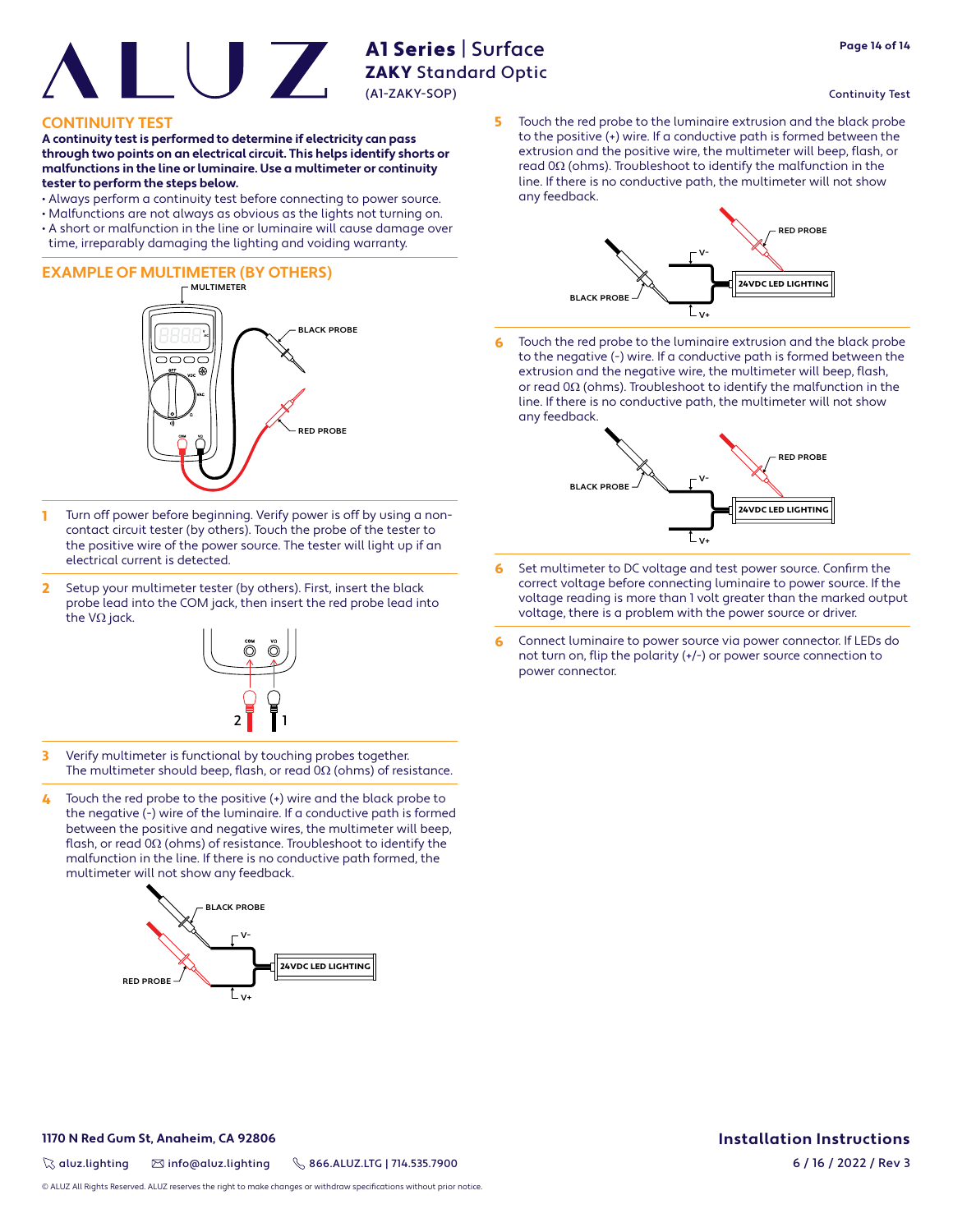# CONTINUITY TEST

**A continuity test is performed to determine if electricity can pass through two points on an electrical circuit. This helps identify shorts or malfunctions in the line or luminaire. Use a multimeter or continuity tester to perform the steps below.**

- Always perform a continuity test before connecting to power source.
- Malfunctions are not always as obvious as the lights not turning on.
- A short or malfunction in the line or luminaire will cause damage over time, irreparably damaging the lighting and voiding warranty.

## EXAMPLE OF MULTIMETER (BY OTHERS)

MULTIMETER

BLACK PROBE

RED PROBE

1. Turn off power before beginning. Verify power is off by using a non-contact circuit tester (by others). Touch the probe of the tester to the positive wire of the power source. The tester will light up if an electrical current is detected.

2. Setup your multimeter tester (by others). First, insert the black probe lead into the COM jack, then insert the red probe lead into the VΩ jack.

COM VΩ

2 1

3. Verify multimeter is functional by touching probes together. The multimeter should beep, flash, or read 0Ω (ohms) of resistance.

4. Touch the red probe to the positive (+) wire and the black probe to the negative (-) wire of the luminaire. If a conductive path is formed between the positive and negative wires, the multimeter will beep, flash, or read 0Ω (ohms) of resistance. Troubleshoot to identify the malfunction in the line. If there is no conductive path formed, the multimeter will not show any feedback.

BLACK PROBE

V-

24VDC LED LIGHTING

RED PROBE

V+

5. Touch the red probe to the luminaire extrusion and the black probe to the positive (+) wire. If a conductive path is formed between the extrusion and the positive wire, the multimeter will beep, flash, or read 0Ω (ohms). Troubleshoot to identify the malfunction in the line. If there is no conductive path, the multimeter will not show any feedback.

RED PROBE

V-

24VDC LED LIGHTING

BLACK PROBE

V+

6. Touch the red probe to the luminaire extrusion and the black probe to the negative (-) wire. If a conductive path is formed between the extrusion and the negative wire, the multimeter will beep, flash, or read 0Ω (ohms). Troubleshoot to identify the malfunction in the line. If there is no conductive path, the multimeter will not show any feedback.

RED PROBE

BLACK PROBE

V-

24VDC LED LIGHTING

V+

6. Set multimeter to DC voltage and test power source. Confirm the correct voltage before connecting luminaire to power source. If the voltage reading is more than 1 volt greater than the marked output voltage, there is a problem with the power source or driver.

6. Connect luminaire to power source via power connector. If LEDs do not turn on, flip the polarity (+/-) or power source connection to power connector.